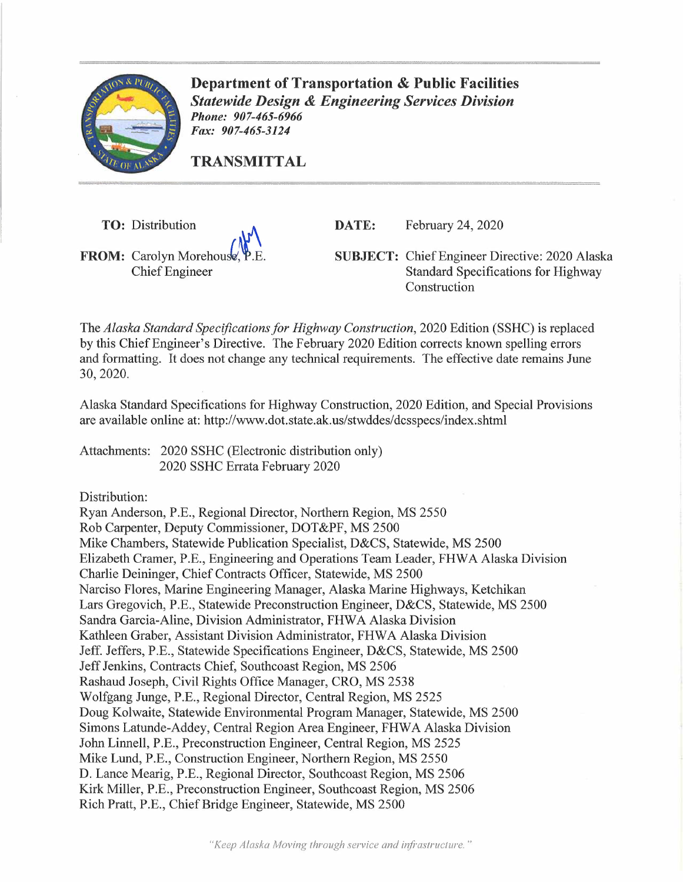**Department of Transportation & Public Facilities**

***Statewide Design & Engineering Services Division***

***Phone: 907-465-6966***

***Fax: 907-465-3124***

**TRANSMITTAL**

**TO:** Distribution

**FROM:** Carolyn Morehouse, P.E.
Chief Engineer

**DATE:** February 24, 2020

**SUBJECT:** Chief Engineer Directive: 2020 Alaska Standard Specifications for Highway Construction

The *Alaska Standard Specifications for Highway Construction*, 2020 Edition (SSHC) is replaced by this Chief Engineer's Directive. The February 2020 Edition corrects known spelling errors and formatting. It does not change any technical requirements. The effective date remains June 30, 2020.

Alaska Standard Specifications for Highway Construction, 2020 Edition, and Special Provisions are available online at: http://www.dot.state.ak.us/stwddes/dcsspecs/index.shtml

Attachments: 2020 SSHC (Electronic distribution only)
2020 SSHC Errata February 2020

Distribution:
Ryan Anderson, P.E., Regional Director, Northern Region, MS 2550
Rob Carpenter, Deputy Commissioner, DOT&PF, MS 2500
Mike Chambers, Statewide Publication Specialist, D&CS, Statewide, MS 2500
Elizabeth Cramer, P.E., Engineering and Operations Team Leader, FHWA Alaska Division
Charlie Deininger, Chief Contracts Officer, Statewide, MS 2500
Narciso Flores, Marine Engineering Manager, Alaska Marine Highways, Ketchikan
Lars Gregovich, P.E., Statewide Preconstruction Engineer, D&CS, Statewide, MS 2500
Sandra Garcia-Aline, Division Administrator, FHWA Alaska Division
Kathleen Graber, Assistant Division Administrator, FHWA Alaska Division
Jeff. Jeffers, P.E., Statewide Specifications Engineer, D&CS, Statewide, MS 2500
Jeff Jenkins, Contracts Chief, Southcoast Region, MS 2506
Rashaud Joseph, Civil Rights Office Manager, CRO, MS 2538
Wolfgang Junge, P.E., Regional Director, Central Region, MS 2525
Doug Kolwaite, Statewide Environmental Program Manager, Statewide, MS 2500
Simons Latunde-Addey, Central Region Area Engineer, FHWA Alaska Division
John Linnell, P.E., Preconstruction Engineer, Central Region, MS 2525
Mike Lund, P.E., Construction Engineer, Northern Region, MS 2550
D. Lance Mearig, P.E., Regional Director, Southcoast Region, MS 2506
Kirk Miller, P.E., Preconstruction Engineer, Southcoast Region, MS 2506
Rich Pratt, P.E., Chief Bridge Engineer, Statewide, MS 2500

*"Keep Alaska Moving through service and infrastructure."*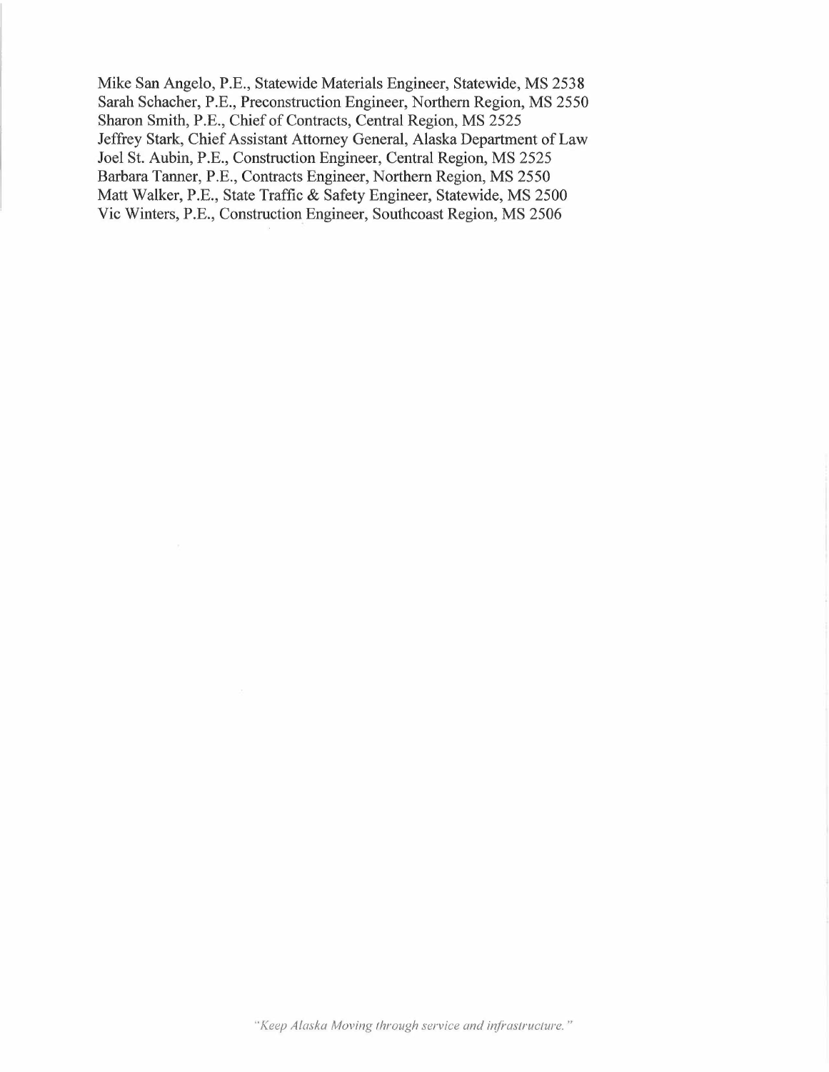Mike San Angelo, P.E., Statewide Materials Engineer, Statewide, MS 2538
Sarah Schacher, P.E., Preconstruction Engineer, Northern Region, MS 2550
Sharon Smith, P.E., Chief of Contracts, Central Region, MS 2525
Jeffrey Stark, Chief Assistant Attorney General, Alaska Department of Law
Joel St. Aubin, P.E., Construction Engineer, Central Region, MS 2525
Barbara Tanner, P.E., Contracts Engineer, Northern Region, MS 2550
Matt Walker, P.E., State Traffic & Safety Engineer, Statewide, MS 2500
Vic Winters, P.E., Construction Engineer, Southcoast Region, MS 2506